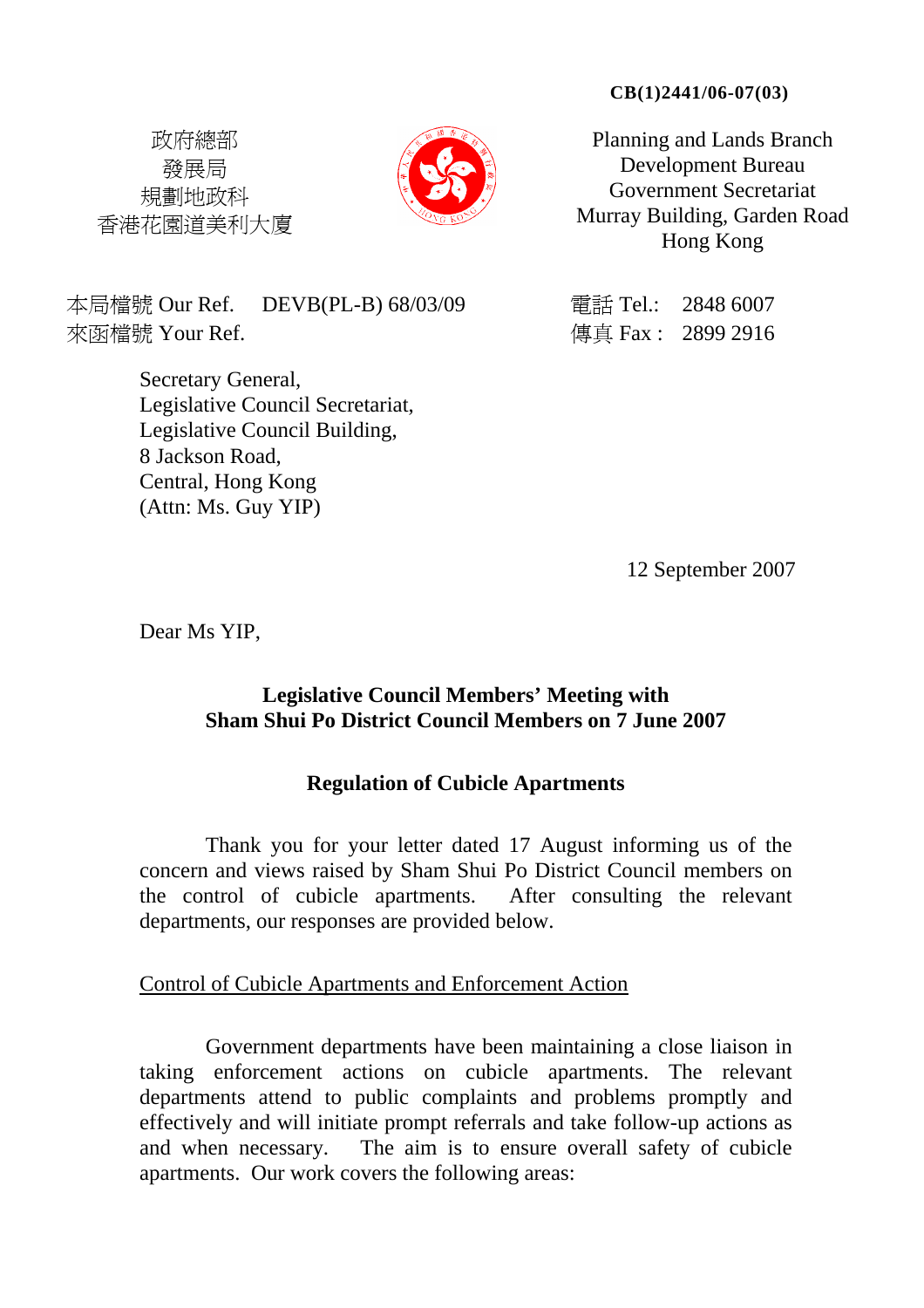**CB(1)2441/06-07(03)**

政府總部
發展局
規劃地政科
香港花園道美利大廈

Planning and Lands Branch
Development Bureau
Government Secretariat
Murray Building, Garden Road
Hong Kong

本局檔號 Our Ref. DEVB(PL-B) 68/03/09
來函檔號 Your Ref.

電話 Tel.: 2848 6007
傳真 Fax : 2899 2916

Secretary General,
Legislative Council Secretariat,
Legislative Council Building,
8 Jackson Road,
Central, Hong Kong
(Attn: Ms. Guy YIP)

12 September 2007

Dear Ms YIP,

**Legislative Council Members' Meeting with Sham Shui Po District Council Members on 7 June 2007**

**Regulation of Cubicle Apartments**

Thank you for your letter dated 17 August informing us of the concern and views raised by Sham Shui Po District Council members on the control of cubicle apartments. After consulting the relevant departments, our responses are provided below.

Control of Cubicle Apartments and Enforcement Action

Government departments have been maintaining a close liaison in taking enforcement actions on cubicle apartments. The relevant departments attend to public complaints and problems promptly and effectively and will initiate prompt referrals and take follow-up actions as and when necessary. The aim is to ensure overall safety of cubicle apartments. Our work covers the following areas: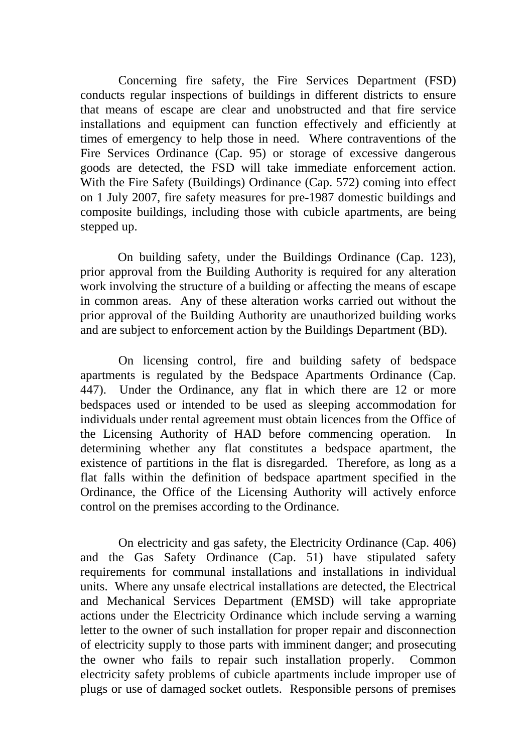Concerning fire safety, the Fire Services Department (FSD) conducts regular inspections of buildings in different districts to ensure that means of escape are clear and unobstructed and that fire service installations and equipment can function effectively and efficiently at times of emergency to help those in need. Where contraventions of the Fire Services Ordinance (Cap. 95) or storage of excessive dangerous goods are detected, the FSD will take immediate enforcement action. With the Fire Safety (Buildings) Ordinance (Cap. 572) coming into effect on 1 July 2007, fire safety measures for pre-1987 domestic buildings and composite buildings, including those with cubicle apartments, are being stepped up.

On building safety, under the Buildings Ordinance (Cap. 123), prior approval from the Building Authority is required for any alteration work involving the structure of a building or affecting the means of escape in common areas. Any of these alteration works carried out without the prior approval of the Building Authority are unauthorized building works and are subject to enforcement action by the Buildings Department (BD).

On licensing control, fire and building safety of bedspace apartments is regulated by the Bedspace Apartments Ordinance (Cap. 447). Under the Ordinance, any flat in which there are 12 or more bedspaces used or intended to be used as sleeping accommodation for individuals under rental agreement must obtain licences from the Office of the Licensing Authority of HAD before commencing operation. In determining whether any flat constitutes a bedspace apartment, the existence of partitions in the flat is disregarded. Therefore, as long as a flat falls within the definition of bedspace apartment specified in the Ordinance, the Office of the Licensing Authority will actively enforce control on the premises according to the Ordinance.

On electricity and gas safety, the Electricity Ordinance (Cap. 406) and the Gas Safety Ordinance (Cap. 51) have stipulated safety requirements for communal installations and installations in individual units. Where any unsafe electrical installations are detected, the Electrical and Mechanical Services Department (EMSD) will take appropriate actions under the Electricity Ordinance which include serving a warning letter to the owner of such installation for proper repair and disconnection of electricity supply to those parts with imminent danger; and prosecuting the owner who fails to repair such installation properly. Common electricity safety problems of cubicle apartments include improper use of plugs or use of damaged socket outlets. Responsible persons of premises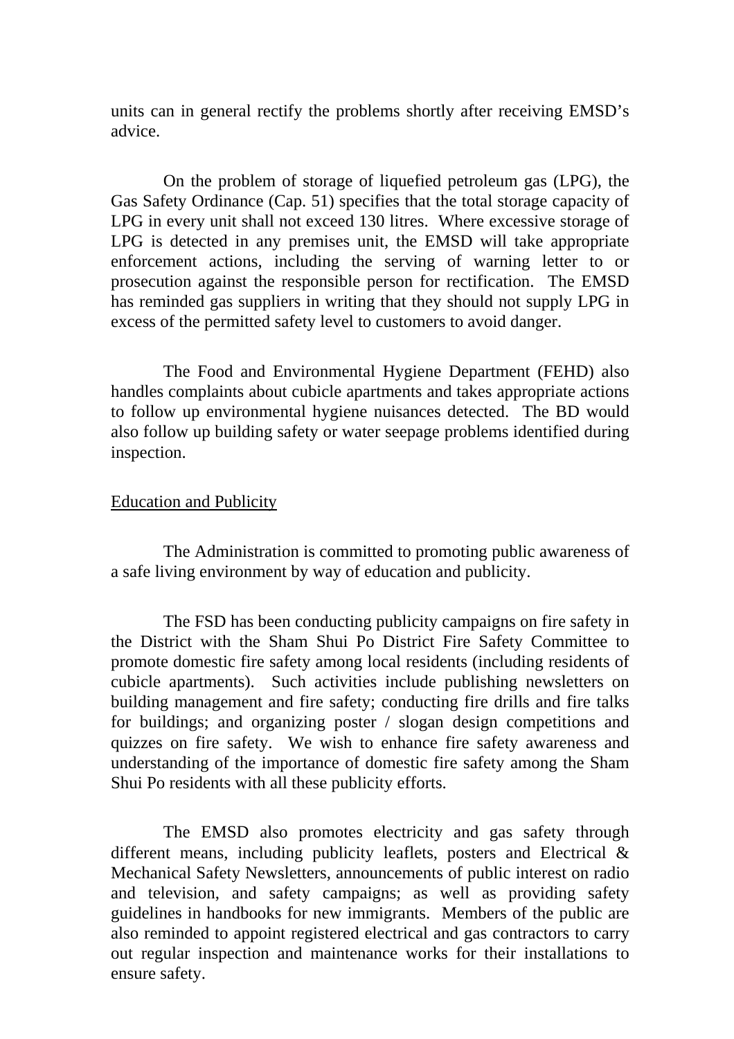units can in general rectify the problems shortly after receiving EMSD's advice.

On the problem of storage of liquefied petroleum gas (LPG), the Gas Safety Ordinance (Cap. 51) specifies that the total storage capacity of LPG in every unit shall not exceed 130 litres. Where excessive storage of LPG is detected in any premises unit, the EMSD will take appropriate enforcement actions, including the serving of warning letter to or prosecution against the responsible person for rectification. The EMSD has reminded gas suppliers in writing that they should not supply LPG in excess of the permitted safety level to customers to avoid danger.

The Food and Environmental Hygiene Department (FEHD) also handles complaints about cubicle apartments and takes appropriate actions to follow up environmental hygiene nuisances detected. The BD would also follow up building safety or water seepage problems identified during inspection.

<u>Education and Publicity</u>

The Administration is committed to promoting public awareness of a safe living environment by way of education and publicity.

The FSD has been conducting publicity campaigns on fire safety in the District with the Sham Shui Po District Fire Safety Committee to promote domestic fire safety among local residents (including residents of cubicle apartments). Such activities include publishing newsletters on building management and fire safety; conducting fire drills and fire talks for buildings; and organizing poster / slogan design competitions and quizzes on fire safety. We wish to enhance fire safety awareness and understanding of the importance of domestic fire safety among the Sham Shui Po residents with all these publicity efforts.

The EMSD also promotes electricity and gas safety through different means, including publicity leaflets, posters and Electrical & Mechanical Safety Newsletters, announcements of public interest on radio and television, and safety campaigns; as well as providing safety guidelines in handbooks for new immigrants. Members of the public are also reminded to appoint registered electrical and gas contractors to carry out regular inspection and maintenance works for their installations to ensure safety.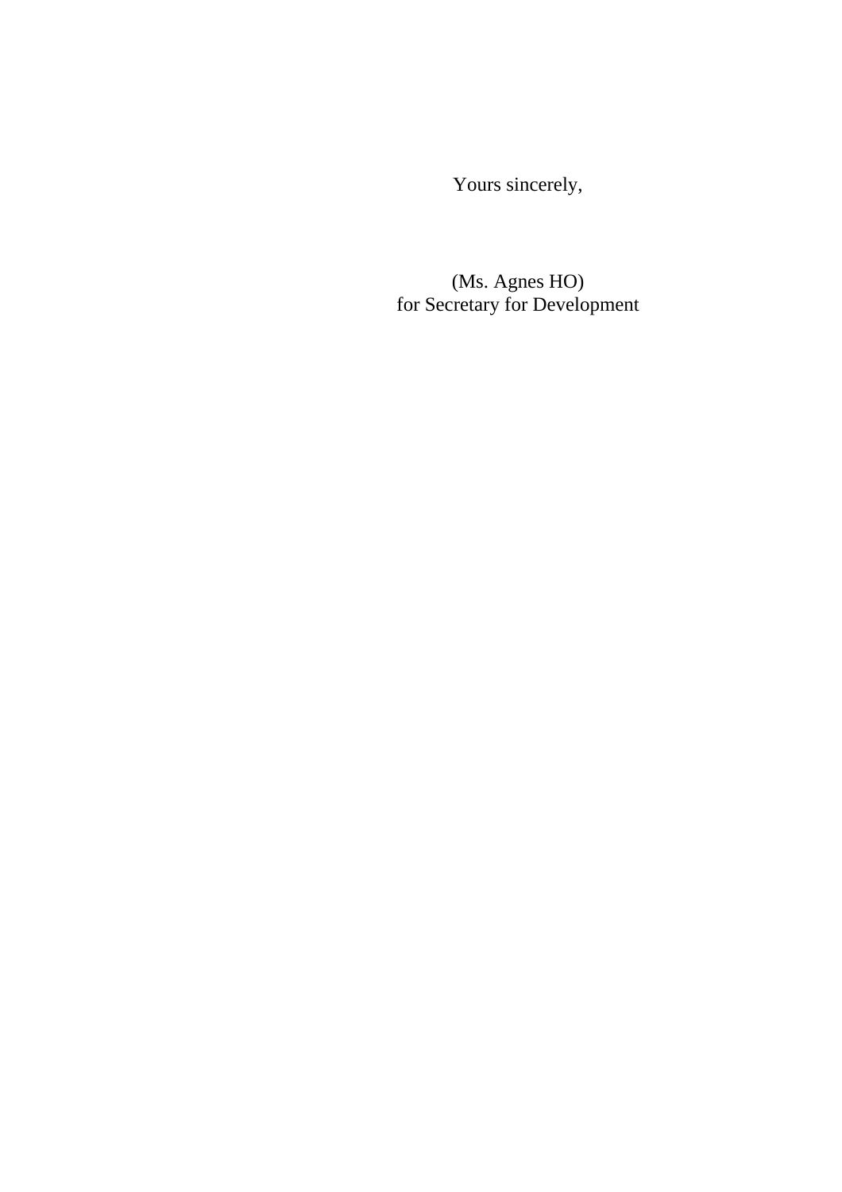Yours sincerely,

(Ms. Agnes HO)
for Secretary for Development